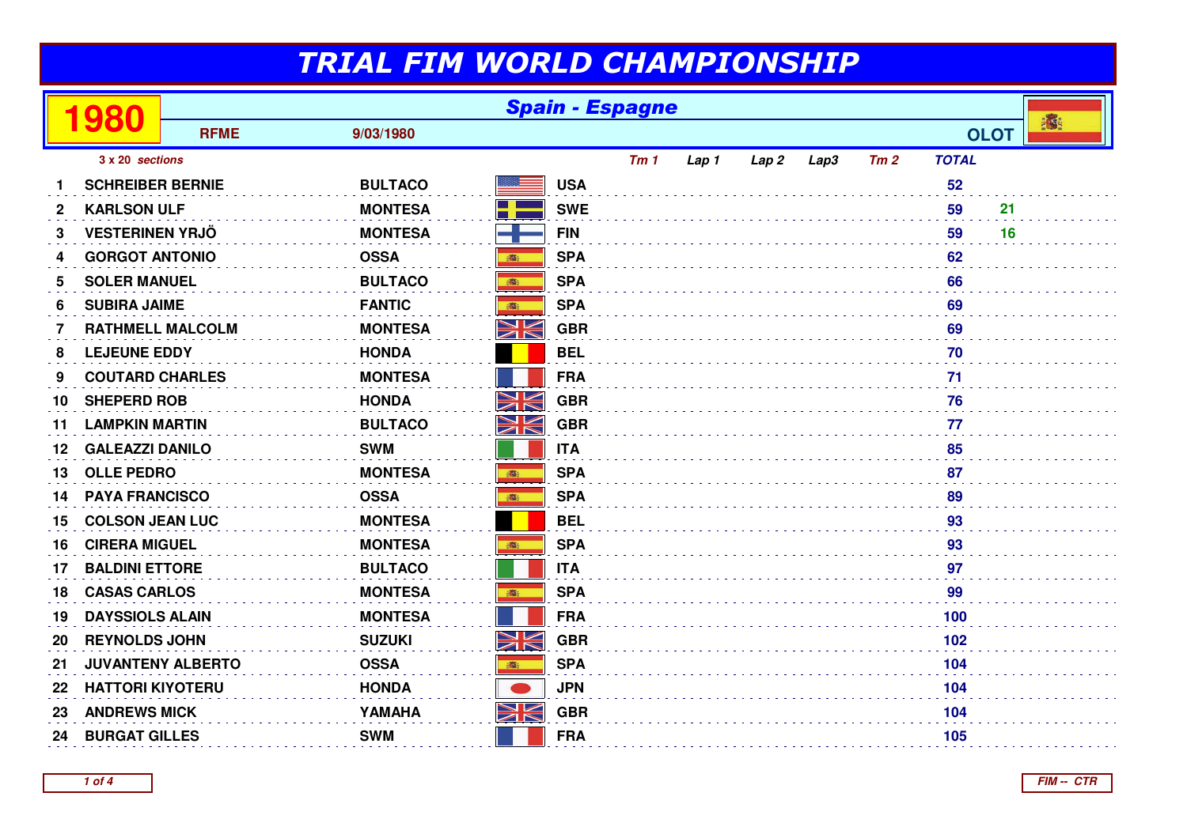# TRIAL FIM WORLD CHAMPIONSHIP

## 1980 — Spain - Espagne

**RFME** — 9/03/1980 — **OLOT**

*3 x 20 sections*

| # | Rider | Make | Nation | Tm 1 | Lap 1 | Lap 2 | Lap3 | Tm 2 | TOTAL | |
|---|---|---|---|---|---|---|---|---|---|---|
| 1 | SCHREIBER BERNIE | BULTACO | USA | | | | | | 52 | |
| 2 | KARLSON ULF | MONTESA | SWE | | | | | | 59 | 21 |
| 3 | VESTERINEN YRJÖ | MONTESA | FIN | | | | | | 59 | 16 |
| 4 | GORGOT ANTONIO | OSSA | SPA | | | | | | 62 | |
| 5 | SOLER MANUEL | BULTACO | SPA | | | | | | 66 | |
| 6 | SUBIRA JAIME | FANTIC | SPA | | | | | | 69 | |
| 7 | RATHMELL MALCOLM | MONTESA | GBR | | | | | | 69 | |
| 8 | LEJEUNE EDDY | HONDA | BEL | | | | | | 70 | |
| 9 | COUTARD CHARLES | MONTESA | FRA | | | | | | 71 | |
| 10 | SHEPERD ROB | HONDA | GBR | | | | | | 76 | |
| 11 | LAMPKIN MARTIN | BULTACO | GBR | | | | | | 77 | |
| 12 | GALEAZZI DANILO | SWM | ITA | | | | | | 85 | |
| 13 | OLLE PEDRO | MONTESA | SPA | | | | | | 87 | |
| 14 | PAYA FRANCISCO | OSSA | SPA | | | | | | 89 | |
| 15 | COLSON JEAN LUC | MONTESA | BEL | | | | | | 93 | |
| 16 | CIRERA MIGUEL | MONTESA | SPA | | | | | | 93 | |
| 17 | BALDINI ETTORE | BULTACO | ITA | | | | | | 97 | |
| 18 | CASAS CARLOS | MONTESA | SPA | | | | | | 99 | |
| 19 | DAYSSIOLS ALAIN | MONTESA | FRA | | | | | | 100 | |
| 20 | REYNOLDS JOHN | SUZUKI | GBR | | | | | | 102 | |
| 21 | JUVANTENY ALBERTO | OSSA | SPA | | | | | | 104 | |
| 22 | HATTORI KIYOTERU | HONDA | JPN | | | | | | 104 | |
| 23 | ANDREWS MICK | YAMAHA | GBR | | | | | | 104 | |
| 24 | BURGAT GILLES | SWM | FRA | | | | | | 105 | |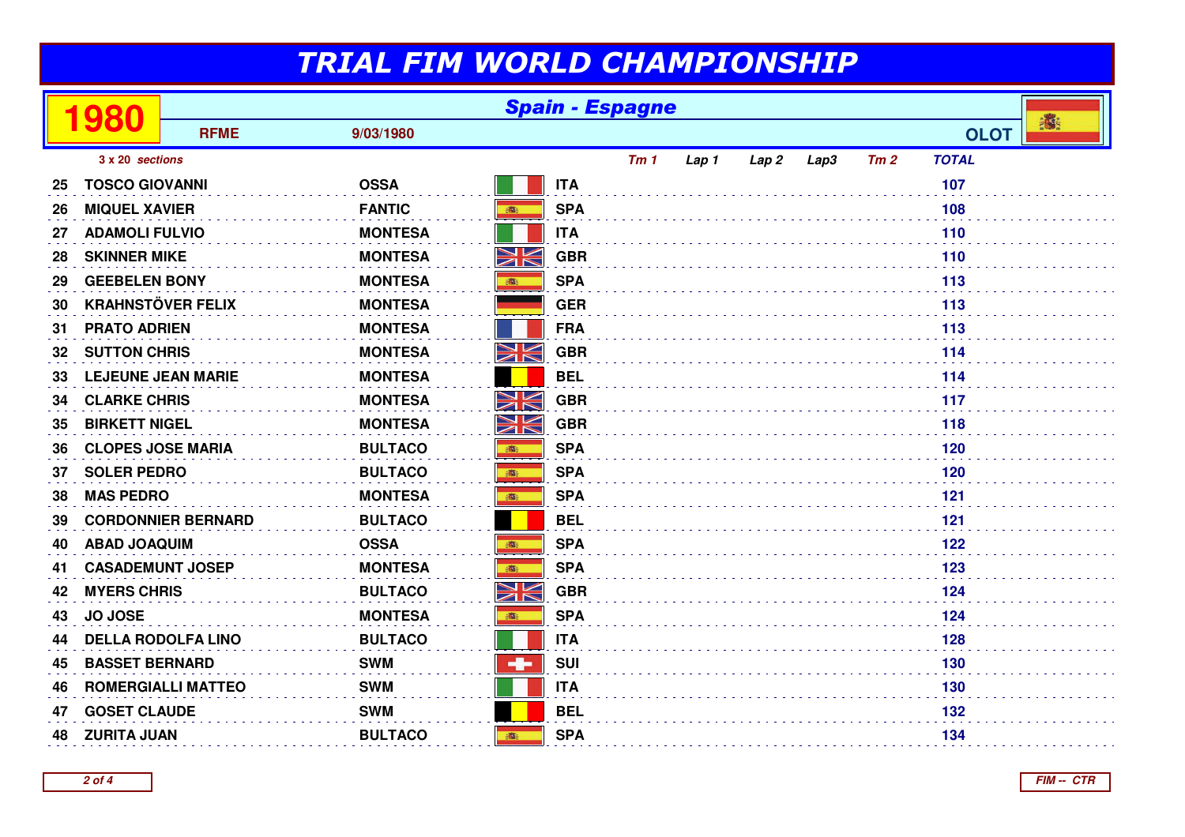# TRIAL FIM WORLD CHAMPIONSHIP

## 1980 — Spain - Espagne

RFME — 9/03/1980 — OLOT

3 x 20 *sections*

| | | | | Tm 1 | Lap 1 | Lap 2 | Lap3 | Tm 2 | TOTAL |
|---|---|---|---|---|---|---|---|---|---|
| 25 | TOSCO GIOVANNI | OSSA | ITA | | | | | | 107 |
| 26 | MIQUEL XAVIER | FANTIC | SPA | | | | | | 108 |
| 27 | ADAMOLI FULVIO | MONTESA | ITA | | | | | | 110 |
| 28 | SKINNER MIKE | MONTESA | GBR | | | | | | 110 |
| 29 | GEEBELEN BONY | MONTESA | SPA | | | | | | 113 |
| 30 | KRAHNSTÖVER FELIX | MONTESA | GER | | | | | | 113 |
| 31 | PRATO ADRIEN | MONTESA | FRA | | | | | | 113 |
| 32 | SUTTON CHRIS | MONTESA | GBR | | | | | | 114 |
| 33 | LEJEUNE JEAN MARIE | MONTESA | BEL | | | | | | 114 |
| 34 | CLARKE CHRIS | MONTESA | GBR | | | | | | 117 |
| 35 | BIRKETT NIGEL | MONTESA | GBR | | | | | | 118 |
| 36 | CLOPES JOSE MARIA | BULTACO | SPA | | | | | | 120 |
| 37 | SOLER PEDRO | BULTACO | SPA | | | | | | 120 |
| 38 | MAS PEDRO | MONTESA | SPA | | | | | | 121 |
| 39 | CORDONNIER BERNARD | BULTACO | BEL | | | | | | 121 |
| 40 | ABAD JOAQUIM | OSSA | SPA | | | | | | 122 |
| 41 | CASADEMUNT JOSEP | MONTESA | SPA | | | | | | 123 |
| 42 | MYERS CHRIS | BULTACO | GBR | | | | | | 124 |
| 43 | JO JOSE | MONTESA | SPA | | | | | | 124 |
| 44 | DELLA RODOLFA LINO | BULTACO | ITA | | | | | | 128 |
| 45 | BASSET BERNARD | SWM | SUI | | | | | | 130 |
| 46 | ROMERGIALLI MATTEO | SWM | ITA | | | | | | 130 |
| 47 | GOSET CLAUDE | SWM | BEL | | | | | | 132 |
| 48 | ZURITA JUAN | BULTACO | SPA | | | | | | 134 |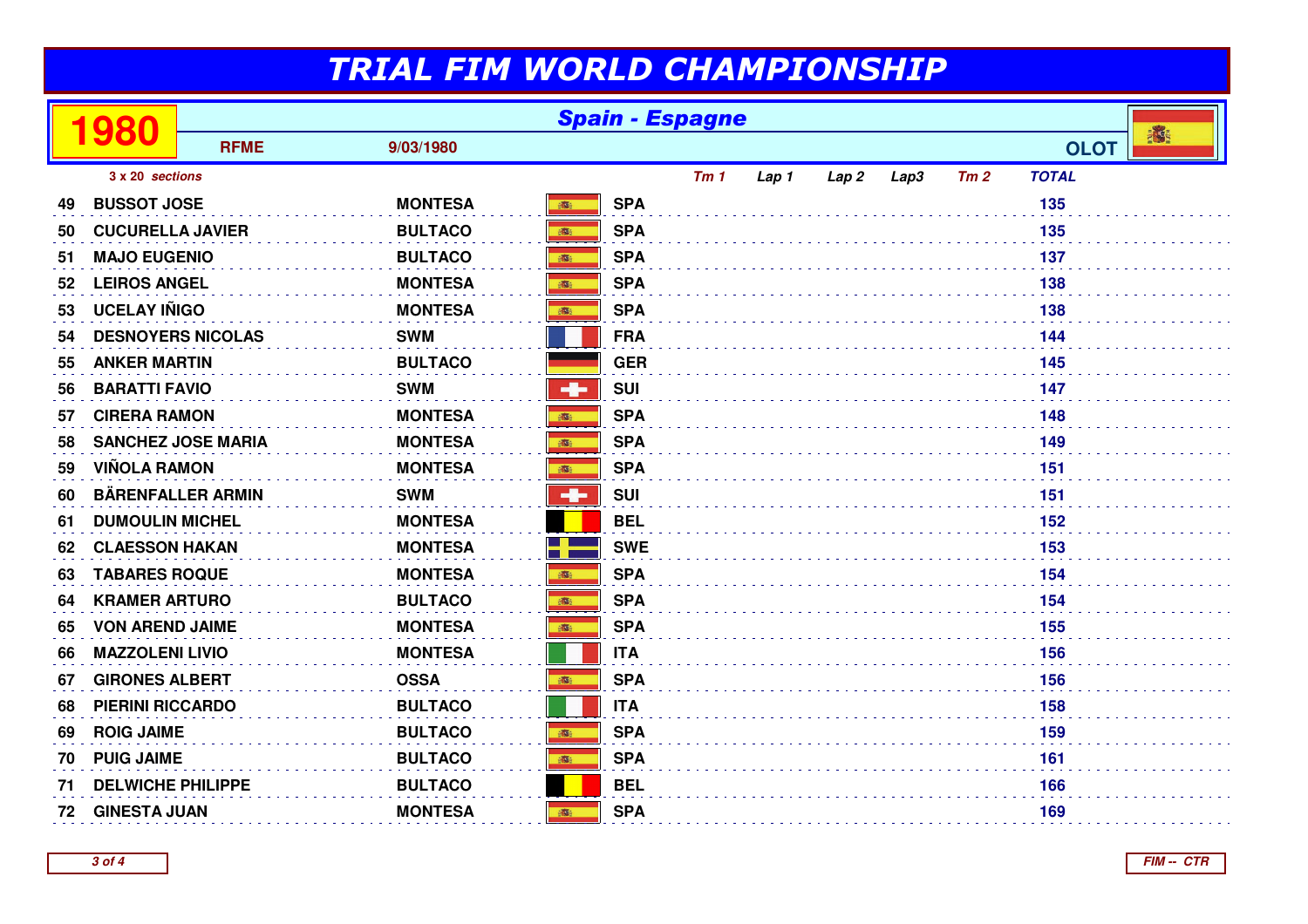# TRIAL FIM WORLD CHAMPIONSHIP

## 1980 — Spain - Espagne

**RFME** — 9/03/1980 — **OLOT**

*3 x 20 sections*

| | | | | Tm 1 | Lap 1 | Lap 2 | Lap3 | Tm 2 | TOTAL |
|---|---|---|---|---|---|---|---|---|---|
| 49 | BUSSOT JOSE | MONTESA | SPA | | | | | | 135 |
| 50 | CUCURELLA JAVIER | BULTACO | SPA | | | | | | 135 |
| 51 | MAJO EUGENIO | BULTACO | SPA | | | | | | 137 |
| 52 | LEIROS ANGEL | MONTESA | SPA | | | | | | 138 |
| 53 | UCELAY IÑIGO | MONTESA | SPA | | | | | | 138 |
| 54 | DESNOYERS NICOLAS | SWM | FRA | | | | | | 144 |
| 55 | ANKER MARTIN | BULTACO | GER | | | | | | 145 |
| 56 | BARATTI FAVIO | SWM | SUI | | | | | | 147 |
| 57 | CIRERA RAMON | MONTESA | SPA | | | | | | 148 |
| 58 | SANCHEZ JOSE MARIA | MONTESA | SPA | | | | | | 149 |
| 59 | VIÑOLA RAMON | MONTESA | SPA | | | | | | 151 |
| 60 | BÄRENFALLER ARMIN | SWM | SUI | | | | | | 151 |
| 61 | DUMOULIN MICHEL | MONTESA | BEL | | | | | | 152 |
| 62 | CLAESSON HAKAN | MONTESA | SWE | | | | | | 153 |
| 63 | TABARES ROQUE | MONTESA | SPA | | | | | | 154 |
| 64 | KRAMER ARTURO | BULTACO | SPA | | | | | | 154 |
| 65 | VON AREND JAIME | MONTESA | SPA | | | | | | 155 |
| 66 | MAZZOLENI LIVIO | MONTESA | ITA | | | | | | 156 |
| 67 | GIRONES ALBERT | OSSA | SPA | | | | | | 156 |
| 68 | PIERINI RICCARDO | BULTACO | ITA | | | | | | 158 |
| 69 | ROIG JAIME | BULTACO | SPA | | | | | | 159 |
| 70 | PUIG JAIME | BULTACO | SPA | | | | | | 161 |
| 71 | DELWICHE PHILIPPE | BULTACO | BEL | | | | | | 166 |
| 72 | GINESTA JUAN | MONTESA | SPA | | | | | | 169 |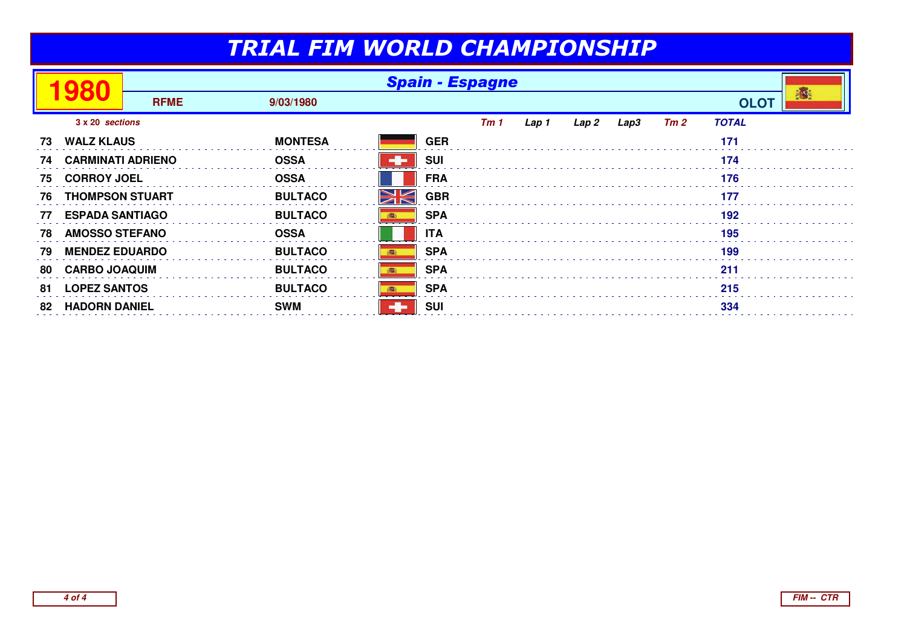# TRIAL FIM WORLD CHAMPIONSHIP

## 1980 — Spain - Espagne

**RFME** — **9/03/1980** — **OLOT**

*3 x 20 sections*

| | | | | Tm 1 | Lap 1 | Lap 2 | Lap3 | Tm 2 | TOTAL |
|---|---|---|---|---|---|---|---|---|---|
| 73 | WALZ KLAUS | MONTESA | GER | | | | | | 171 |
| 74 | CARMINATI ADRIENO | OSSA | SUI | | | | | | 174 |
| 75 | CORROY JOEL | OSSA | FRA | | | | | | 176 |
| 76 | THOMPSON STUART | BULTACO | GBR | | | | | | 177 |
| 77 | ESPADA SANTIAGO | BULTACO | SPA | | | | | | 192 |
| 78 | AMOSSO STEFANO | OSSA | ITA | | | | | | 195 |
| 79 | MENDEZ EDUARDO | BULTACO | SPA | | | | | | 199 |
| 80 | CARBO JOAQUIM | BULTACO | SPA | | | | | | 211 |
| 81 | LOPEZ SANTOS | BULTACO | SPA | | | | | | 215 |
| 82 | HADORN DANIEL | SWM | SUI | | | | | | 334 |